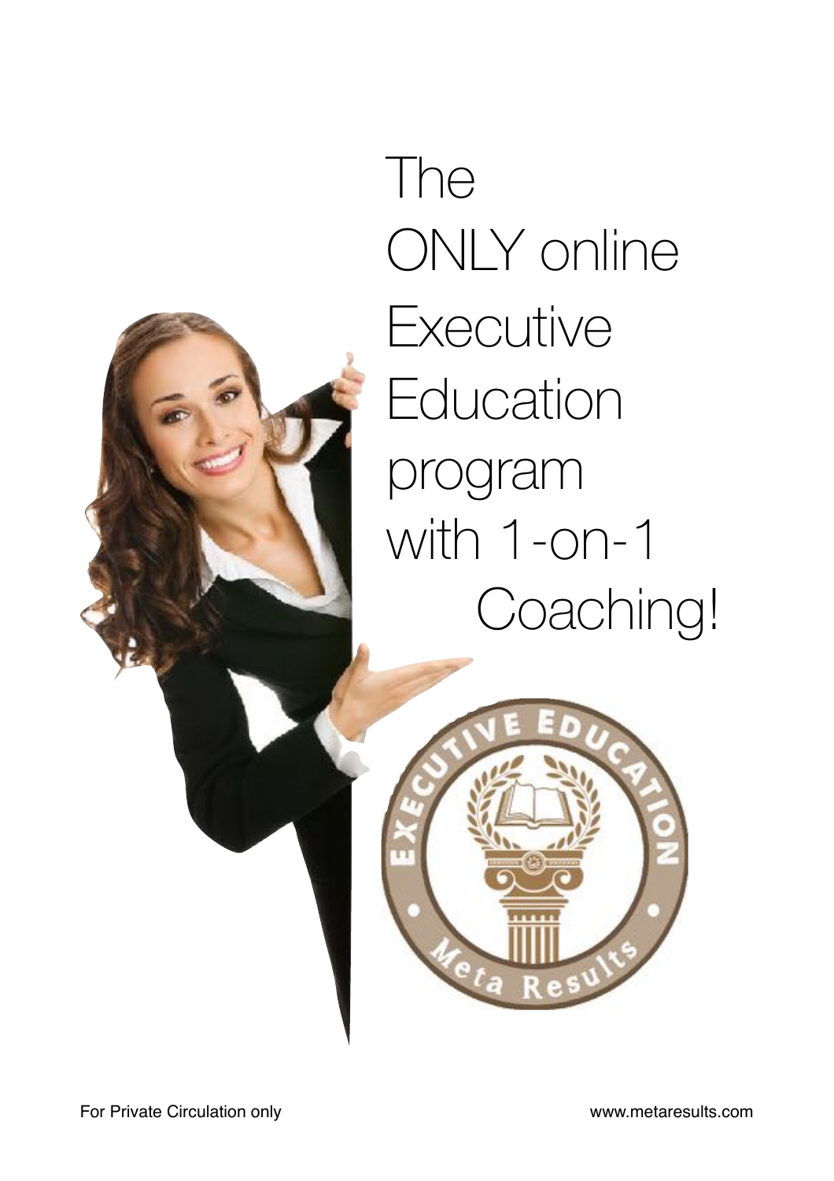# The ONLY online Executive Education program with 1-on-1 Coaching!

EXECUTIVE EDUCATION

Meta Results

For Private Circulation only

www.metaresults.com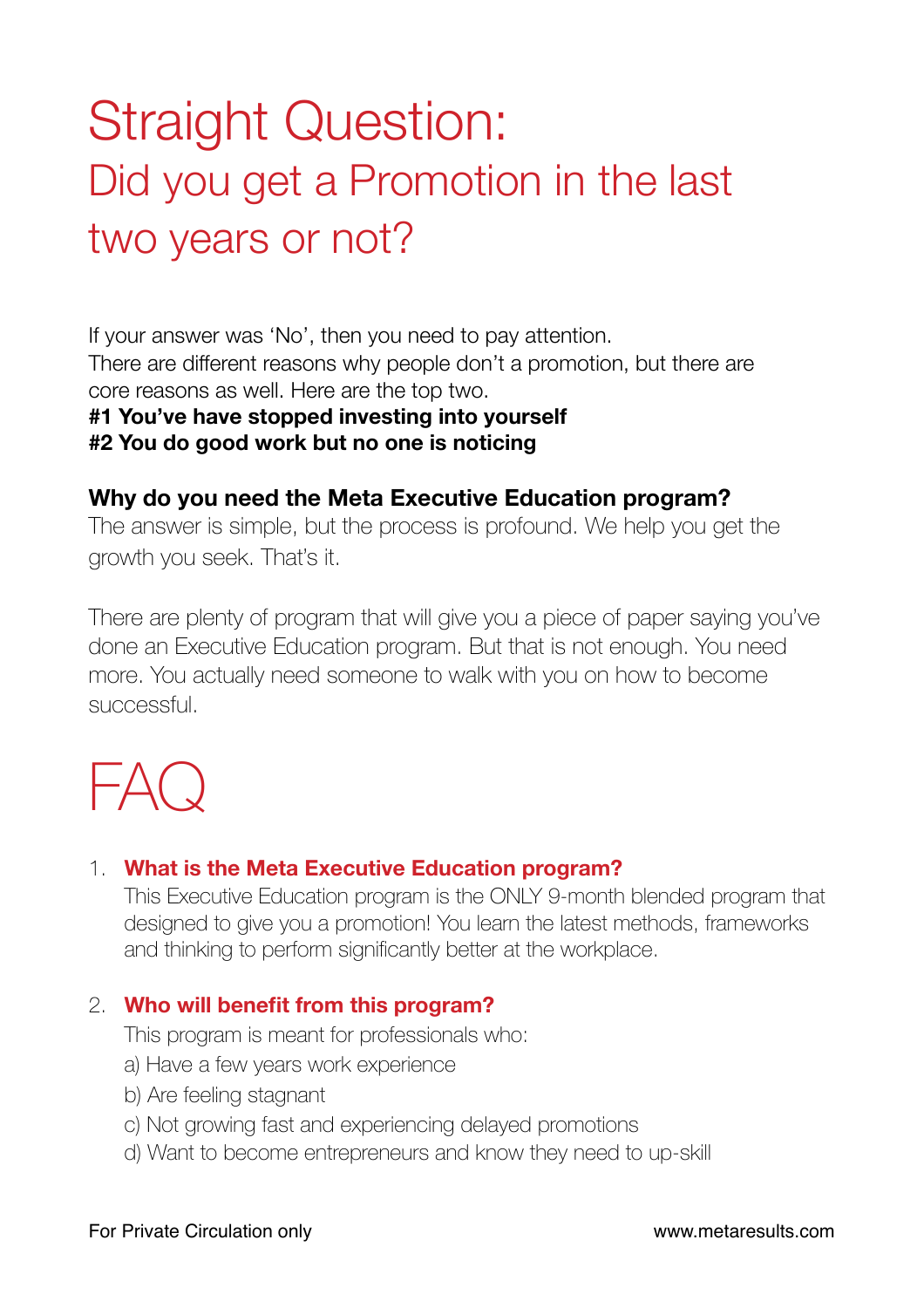# Straight Question:
## Did you get a Promotion in the last two years or not?

If your answer was 'No', then you need to pay attention.
There are different reasons why people don't a promotion, but there are core reasons as well. Here are the top two.
**#1 You've have stopped investing into yourself**
**#2 You do good work but no one is noticing**

**Why do you need the Meta Executive Education program?**
The answer is simple, but the process is profound. We help you get the growth you seek. That's it.

There are plenty of program that will give you a piece of paper saying you've done an Executive Education program. But that is not enough. You need more. You actually need someone to walk with you on how to become successful.

# FAQ

1. **What is the Meta Executive Education program?**
   This Executive Education program is the ONLY 9-month blended program that designed to give you a promotion! You learn the latest methods, frameworks and thinking to perform significantly better at the workplace.

2. **Who will benefit from this program?**
   This program is meant for professionals who:
   a) Have a few years work experience
   b) Are feeling stagnant
   c) Not growing fast and experiencing delayed promotions
   d) Want to become entrepreneurs and know they need to up-skill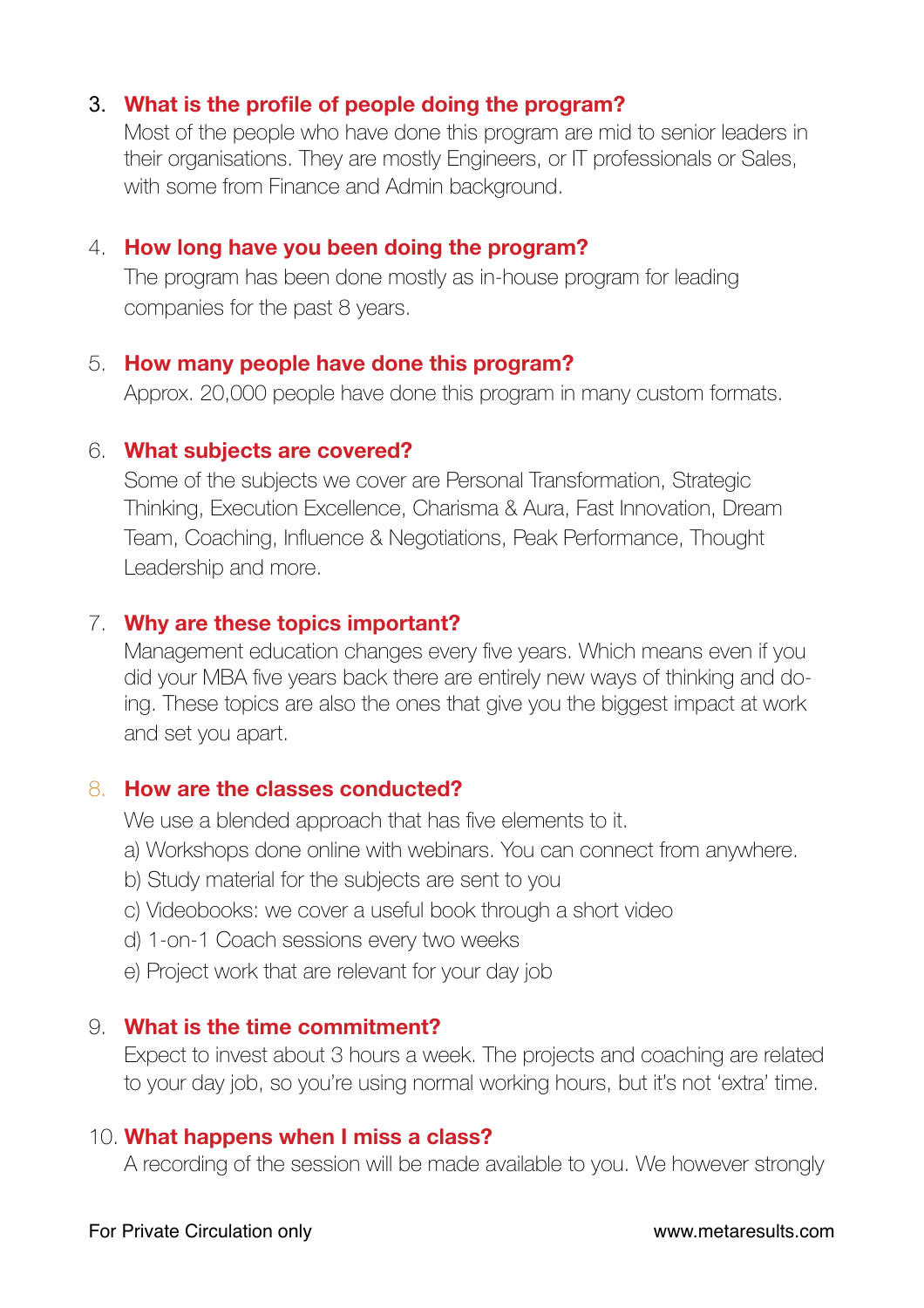3. **What is the profile of people doing the program?**
   Most of the people who have done this program are mid to senior leaders in their organisations. They are mostly Engineers, or IT professionals or Sales, with some from Finance and Admin background.

4. **How long have you been doing the program?**
   The program has been done mostly as in-house program for leading companies for the past 8 years.

5. **How many people have done this program?**
   Approx. 20,000 people have done this program in many custom formats.

6. **What subjects are covered?**
   Some of the subjects we cover are Personal Transformation, Strategic Thinking, Execution Excellence, Charisma & Aura, Fast Innovation, Dream Team, Coaching, Influence & Negotiations, Peak Performance, Thought Leadership and more.

7. **Why are these topics important?**
   Management education changes every five years. Which means even if you did your MBA five years back there are entirely new ways of thinking and doing. These topics are also the ones that give you the biggest impact at work and set you apart.

8. **How are the classes conducted?**
   We use a blended approach that has five elements to it.
   a) Workshops done online with webinars. You can connect from anywhere.
   b) Study material for the subjects are sent to you
   c) Videobooks: we cover a useful book through a short video
   d) 1-on-1 Coach sessions every two weeks
   e) Project work that are relevant for your day job

9. **What is the time commitment?**
   Expect to invest about 3 hours a week. The projects and coaching are related to your day job, so you're using normal working hours, but it's not 'extra' time.

10. **What happens when I miss a class?**
    A recording of the session will be made available to you. We however strongly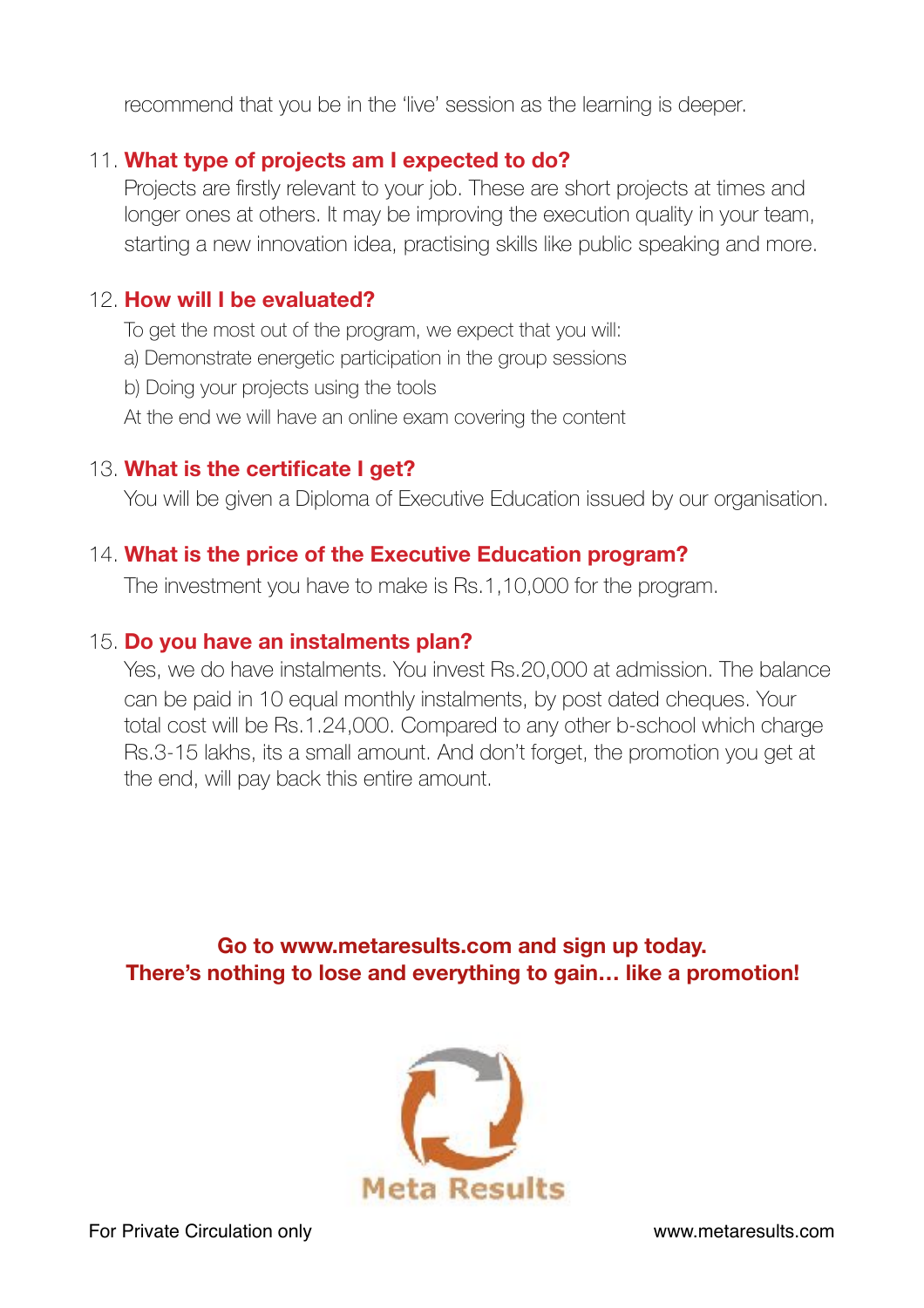recommend that you be in the 'live' session as the learning is deeper.

11. **What type of projects am I expected to do?**

    Projects are firstly relevant to your job. These are short projects at times and longer ones at others. It may be improving the execution quality in your team, starting a new innovation idea, practising skills like public speaking and more.

12. **How will I be evaluated?**

    To get the most out of the program, we expect that you will:

    a) Demonstrate energetic participation in the group sessions

    b) Doing your projects using the tools

    At the end we will have an online exam covering the content

13. **What is the certificate I get?**

    You will be given a Diploma of Executive Education issued by our organisation.

14. **What is the price of the Executive Education program?**

    The investment you have to make is Rs.1,10,000 for the program.

15. **Do you have an instalments plan?**

    Yes, we do have instalments. You invest Rs.20,000 at admission. The balance can be paid in 10 equal monthly instalments, by post dated cheques. Your total cost will be Rs.1.24,000. Compared to any other b-school which charge Rs.3-15 lakhs, its a small amount. And don't forget, the promotion you get at the end, will pay back this entire amount.

**Go to www.metaresults.com and sign up today.**
**There's nothing to lose and everything to gain… like a promotion!**

Meta Results

For Private Circulation only

www.metaresults.com